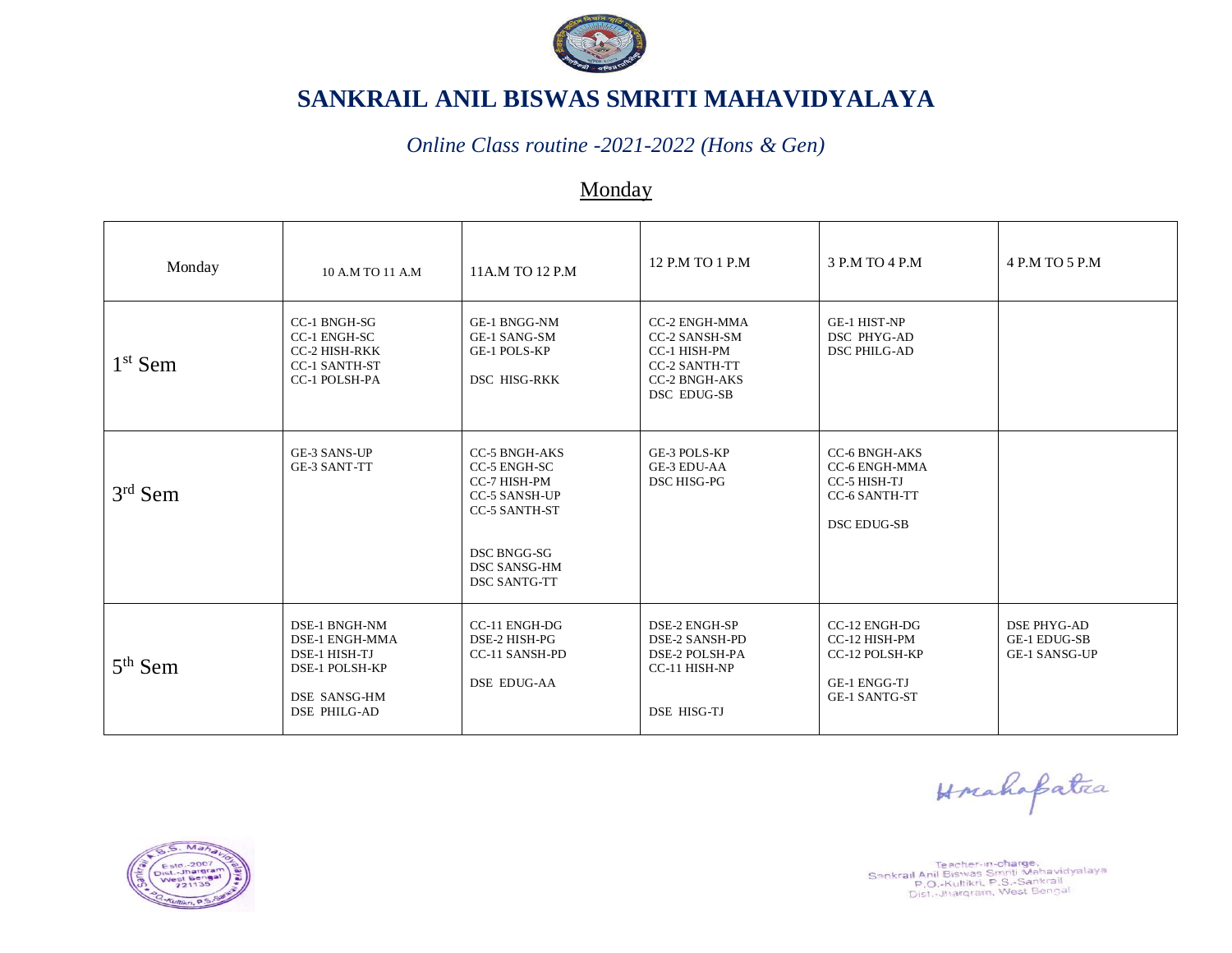# SANKRAIL ANIL BISWAS SMRITI MAHAVIDYALAYA

*Online Class routine -2021-2022 (Hons & Gen)*

## Monday

| Monday | 10 A.M TO 11 A.M | 11A.M TO 12 P.M | 12 P.M TO 1 P.M | 3 P.M TO 4 P.M | 4 P.M TO 5 P.M |
|---|---|---|---|---|---|
| 1st Sem | CC-1 BNGH-SG<br>CC-1 ENGH-SC<br>CC-2 HISH-RKK<br>CC-1 SANTH-ST<br>CC-1 POLSH-PA | GE-1 BNGG-NM<br>GE-1 SANG-SM<br>GE-1 POLS-KP<br>DSC HISG-RKK | CC-2 ENGH-MMA<br>CC-2 SANSH-SM<br>CC-1 HISH-PM<br>CC-2 SANTH-TT<br>CC-2 BNGH-AKS<br>DSC EDUG-SB | GE-1 HIST-NP<br>DSC PHYG-AD<br>DSC PHILG-AD | |
| 3rd Sem | GE-3 SANS-UP<br>GE-3 SANT-TT | CC-5 BNGH-AKS<br>CC-5 ENGH-SC<br>CC-7 HISH-PM<br>CC-5 SANSH-UP<br>CC-5 SANTH-ST<br>DSC BNGG-SG<br>DSC SANSG-HM<br>DSC SANTG-TT | GE-3 POLS-KP<br>GE-3 EDU-AA<br>DSC HISG-PG | CC-6 BNGH-AKS<br>CC-6 ENGH-MMA<br>CC-5 HISH-TJ<br>CC-6 SANTH-TT<br>DSC EDUG-SB | |
| 5th Sem | DSE-1 BNGH-NM<br>DSE-1 ENGH-MMA<br>DSE-1 HISH-TJ<br>DSE-1 POLSH-KP<br>DSE SANSG-HM<br>DSE PHILG-AD | CC-11 ENGH-DG<br>DSE-2 HISH-PG<br>CC-11 SANSH-PD<br>DSE EDUG-AA | DSE-2 ENGH-SP<br>DSE-2 SANSH-PD<br>DSE-2 POLSH-PA<br>CC-11 HISH-NP<br>DSE HISG-TJ | CC-12 ENGH-DG<br>CC-12 HISH-PM<br>CC-12 POLSH-KP<br>GE-1 ENGG-TJ<br>GE-1 SANTG-ST | DSE PHYG-AD<br>GE-1 EDUG-SB<br>GE-1 SANSG-UP |

Teacher-in-charge,
Sankrail Anil Biswas Smriti Mahavidyalaya
P.O.-Kultikri, P.S.-Sankrail
Dist.-Jhargram, West Bengal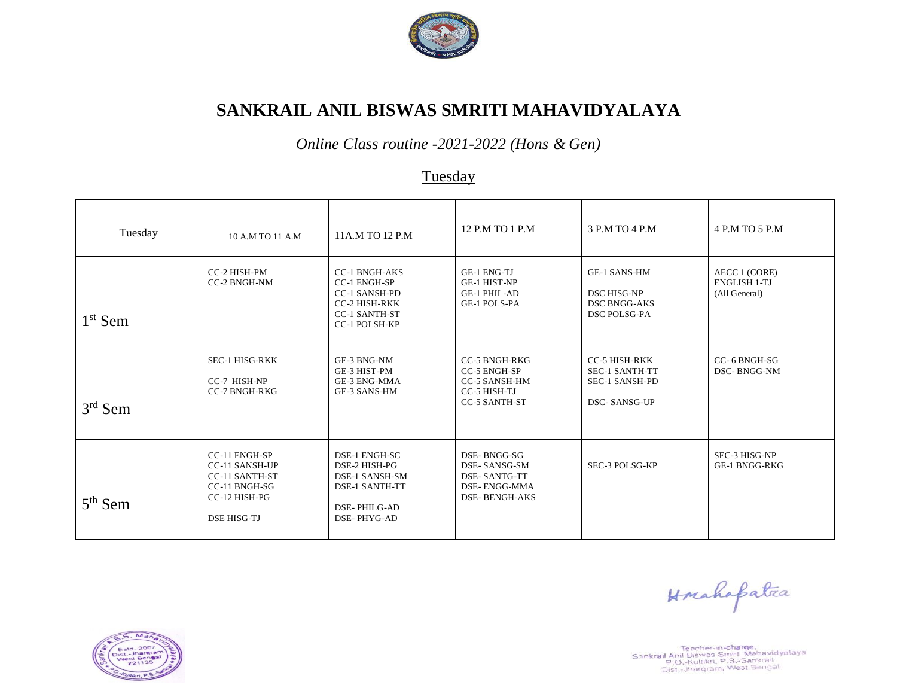# SANKRAIL ANIL BISWAS SMRITI MAHAVIDYALAYA

*Online Class routine -2021-2022 (Hons & Gen)*

## Tuesday

| Tuesday | 10 A.M TO 11 A.M | 11A.M TO 12 P.M | 12 P.M TO 1 P.M | 3 P.M TO 4 P.M | 4 P.M TO 5 P.M |
|---|---|---|---|---|---|
| 1st Sem | CC-2 HISH-PM<br>CC-2 BNGH-NM | CC-1 BNGH-AKS<br>CC-1 ENGH-SP<br>CC-1 SANSH-PD<br>CC-2 HISH-RKK<br>CC-1 SANTH-ST<br>CC-1 POLSH-KP | GE-1 ENG-TJ<br>GE-1 HIST-NP<br>GE-1 PHIL-AD<br>GE-1 POLS-PA | GE-1 SANS-HM<br>DSC HISG-NP<br>DSC BNGG-AKS<br>DSC POLSG-PA | AECC 1 (CORE)<br>ENGLISH 1-TJ<br>(All General) |
| 3rd Sem | SEC-1 HISG-RKK<br>CC-7 HISH-NP<br>CC-7 BNGH-RKG | GE-3 BNG-NM<br>GE-3 HIST-PM<br>GE-3 ENG-MMA<br>GE-3 SANS-HM | CC-5 BNGH-RKG<br>CC-5 ENGH-SP<br>CC-5 SANSH-HM<br>CC-5 HISH-TJ<br>CC-5 SANTH-ST | CC-5 HISH-RKK<br>SEC-1 SANTH-TT<br>SEC-1 SANSH-PD<br>DSC- SANSG-UP | CC- 6 BNGH-SG<br>DSC- BNGG-NM |
| 5th Sem | CC-11 ENGH-SP<br>CC-11 SANSH-UP<br>CC-11 SANTH-ST<br>CC-11 BNGH-SG<br>CC-12 HISH-PG<br>DSE HISG-TJ | DSE-1 ENGH-SC<br>DSE-2 HISH-PG<br>DSE-1 SANSH-SM<br>DSE-1 SANTH-TT<br>DSE- PHILG-AD<br>DSE- PHYG-AD | DSE- BNGG-SG<br>DSE- SANSG-SM<br>DSE- SANTG-TT<br>DSE- ENGG-MMA<br>DSE- BENGH-AKS | SEC-3 POLSG-KP | SEC-3 HISG-NP<br>GE-1 BNGG-RKG |

Hmahapatra

Teacher-in-charge,
Sankrail Anil Biswas Smriti Mahavidyalaya
P.O.-Kultikri, P.S.-Sankrail
Dist.-Jhargram, West Bengal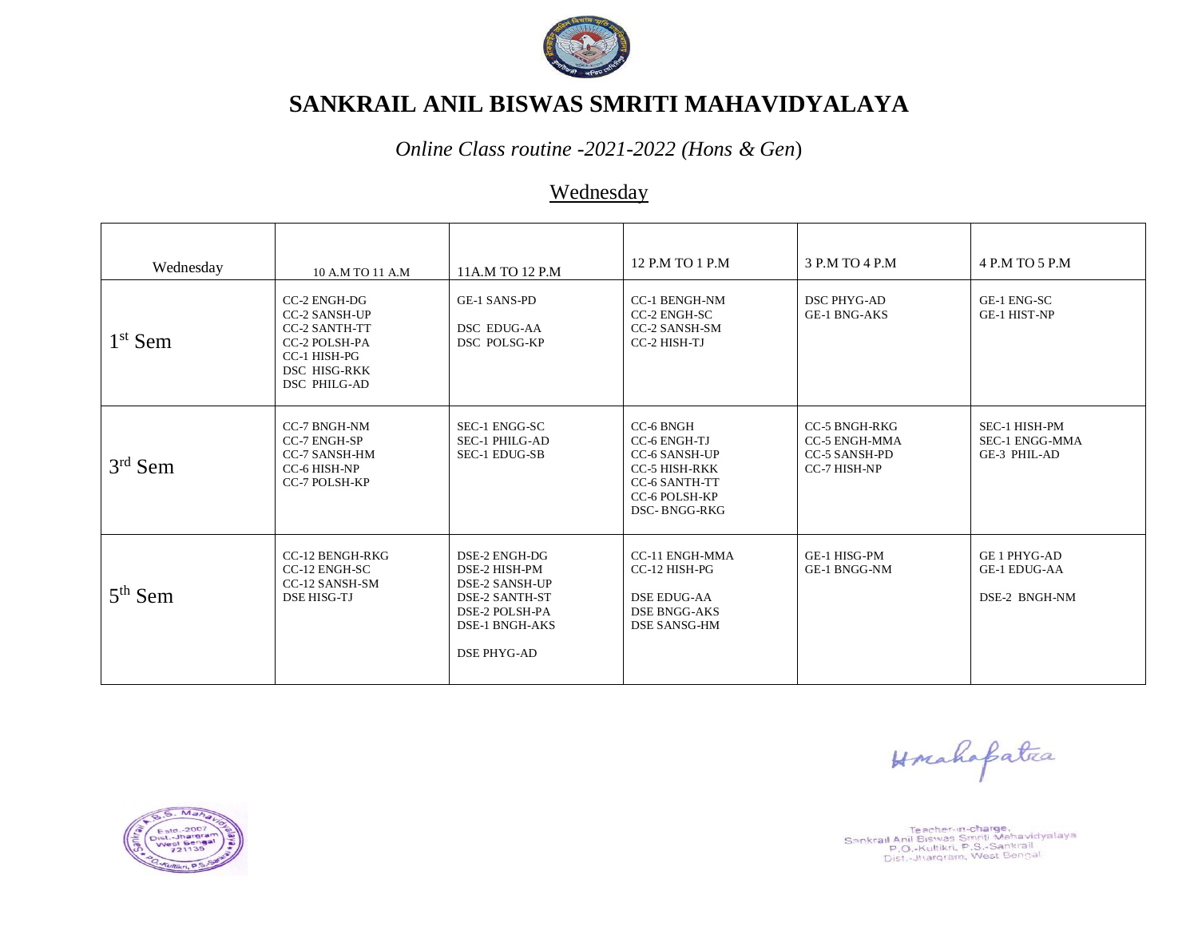# SANKRAIL ANIL BISWAS SMRITI MAHAVIDYALAYA

*Online Class routine -2021-2022 (Hons & Gen*)

## Wednesday

| Wednesday | 10 A.M TO 11 A.M | 11A.M TO 12 P.M | 12 P.M TO 1 P.M | 3 P.M TO 4 P.M | 4 P.M TO 5 P.M |
|---|---|---|---|---|---|
| 1st Sem | CC-2 ENGH-DG<br>CC-2 SANSH-UP<br>CC-2 SANTH-TT<br>CC-2 POLSH-PA<br>CC-1 HISH-PG<br>DSC HISG-RKK<br>DSC PHILG-AD | GE-1 SANS-PD<br><br>DSC EDUG-AA<br>DSC POLSG-KP | CC-1 BENGH-NM<br>CC-2 ENGH-SC<br>CC-2 SANSH-SM<br>CC-2 HISH-TJ | DSC PHYG-AD<br>GE-1 BNG-AKS | GE-1 ENG-SC<br>GE-1 HIST-NP |
| 3rd Sem | CC-7 BNGH-NM<br>CC-7 ENGH-SP<br>CC-7 SANSH-HM<br>CC-6 HISH-NP<br>CC-7 POLSH-KP | SEC-1 ENGG-SC<br>SEC-1 PHILG-AD<br>SEC-1 EDUG-SB | CC-6 BNGH<br>CC-6 ENGH-TJ<br>CC-6 SANSH-UP<br>CC-5 HISH-RKK<br>CC-6 SANTH-TT<br>CC-6 POLSH-KP<br>DSC- BNGG-RKG | CC-5 BNGH-RKG<br>CC-5 ENGH-MMA<br>CC-5 SANSH-PD<br>CC-7 HISH-NP | SEC-1 HISH-PM<br>SEC-1 ENGG-MMA<br>GE-3 PHIL-AD |
| 5th Sem | CC-12 BENGH-RKG<br>CC-12 ENGH-SC<br>CC-12 SANSH-SM<br>DSE HISG-TJ | DSE-2 ENGH-DG<br>DSE-2 HISH-PM<br>DSE-2 SANSH-UP<br>DSE-2 SANTH-ST<br>DSE-2 POLSH-PA<br>DSE-1 BNGH-AKS<br><br>DSE PHYG-AD | CC-11 ENGH-MMA<br>CC-12 HISH-PG<br><br>DSE EDUG-AA<br>DSE BNGG-AKS<br>DSE SANSG-HM | GE-1 HISG-PM<br>GE-1 BNGG-NM | GE 1 PHYG-AD<br>GE-1 EDUG-AA<br><br>DSE-2 BNGH-NM |

H Mahapatra

Teacher-in-charge,
Sankrail Anil Biswas Smriti Mahavidyalaya
P.O.-Kultikri, P.S.-Sankrail
Dist.-Jhargram, West Bengal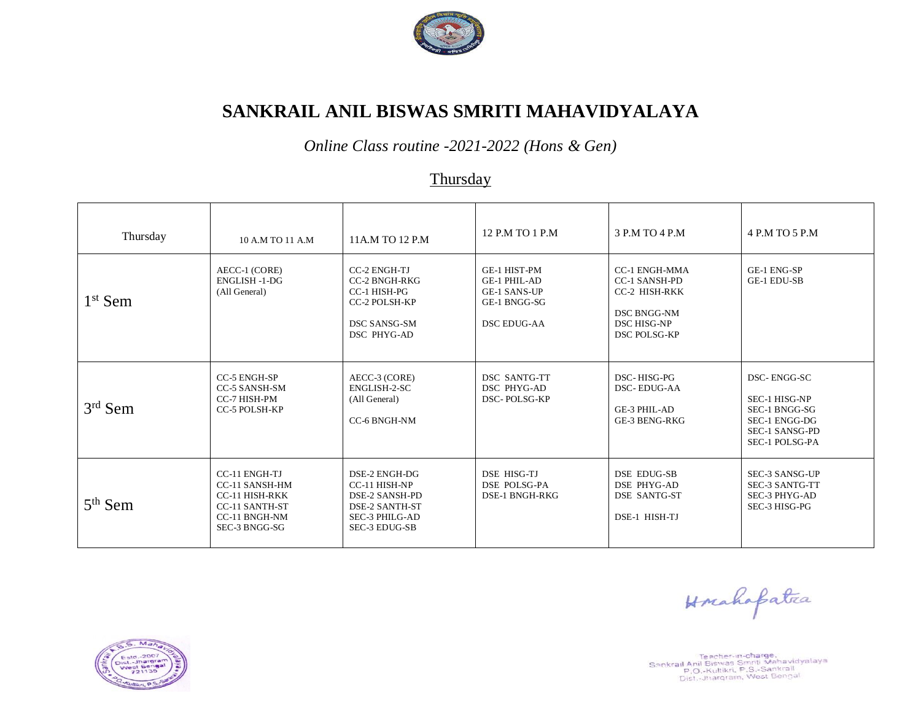# SANKRAIL ANIL BISWAS SMRITI MAHAVIDYALAYA

*Online Class routine -2021-2022 (Hons & Gen)*

## Thursday

| Thursday | 10 A.M TO 11 A.M | 11A.M TO 12 P.M | 12 P.M TO 1 P.M | 3 P.M TO 4 P.M | 4 P.M TO 5 P.M |
|---|---|---|---|---|---|
| 1st Sem | AECC-1 (CORE) ENGLISH -1-DG (All General) | CC-2 ENGH-TJ<br>CC-2 BNGH-RKG<br>CC-1 HISH-PG<br>CC-2 POLSH-KP<br><br>DSC SANSG-SM<br>DSC PHYG-AD | GE-1 HIST-PM<br>GE-1 PHIL-AD<br>GE-1 SANS-UP<br>GE-1 BNGG-SG<br><br>DSC EDUG-AA | CC-1 ENGH-MMA<br>CC-1 SANSH-PD<br>CC-2 HISH-RKK<br><br>DSC BNGG-NM<br>DSC HISG-NP<br>DSC POLSG-KP | GE-1 ENG-SP<br>GE-1 EDU-SB |
| 3rd Sem | CC-5 ENGH-SP<br>CC-5 SANSH-SM<br>CC-7 HISH-PM<br>CC-5 POLSH-KP | AECC-3 (CORE) ENGLISH-2-SC (All General)<br><br>CC-6 BNGH-NM | DSC SANTG-TT<br>DSC PHYG-AD<br>DSC- POLSG-KP | DSC- HISG-PG<br>DSC- EDUG-AA<br><br>GE-3 PHIL-AD<br>GE-3 BENG-RKG | DSC- ENGG-SC<br><br>SEC-1 HISG-NP<br>SEC-1 BNGG-SG<br>SEC-1 ENGG-DG<br>SEC-1 SANSG-PD<br>SEC-1 POLSG-PA |
| 5th Sem | CC-11 ENGH-TJ<br>CC-11 SANSH-HM<br>CC-11 HISH-RKK<br>CC-11 SANTH-ST<br>CC-11 BNGH-NM<br>SEC-3 BNGG-SG | DSE-2 ENGH-DG<br>CC-11 HISH-NP<br>DSE-2 SANSH-PD<br>DSE-2 SANTH-ST<br>SEC-3 PHILG-AD<br>SEC-3 EDUG-SB | DSE HISG-TJ<br>DSE POLSG-PA<br>DSE-1 BNGH-RKG | DSE EDUG-SB<br>DSE PHYG-AD<br>DSE SANTG-ST<br><br>DSE-1 HISH-TJ | SEC-3 SANSG-UP<br>SEC-3 SANTG-TT<br>SEC-3 PHYG-AD<br>SEC-3 HISG-PG |

H Mahapatra

Teacher-in-charge,
Sankrail Anil Biswas Smriti Mahavidyalaya
P.O.-Kultikri, P.S.-Sankrail
Dist.-Jhargram, West Bengal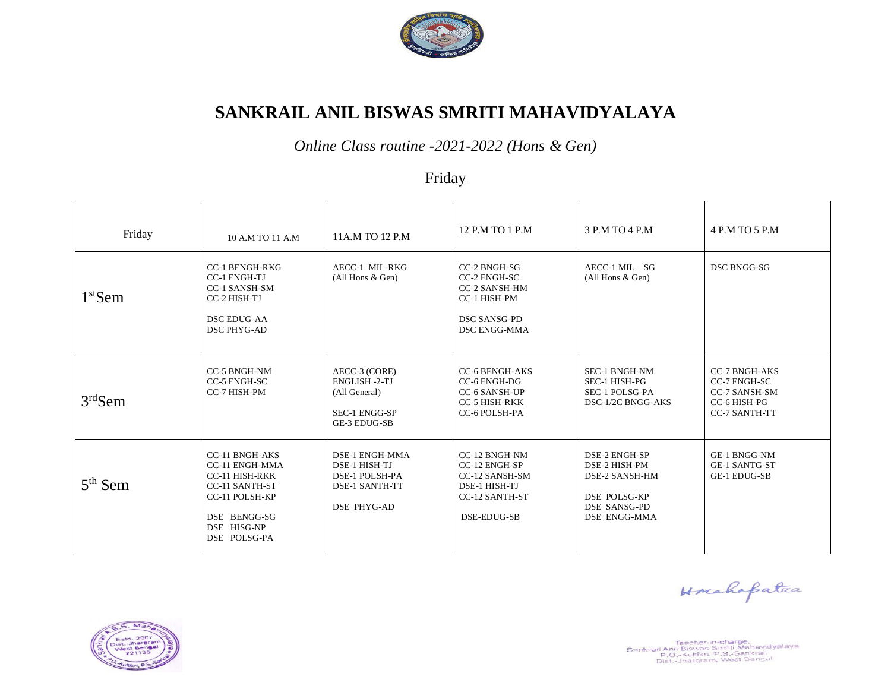# SANKRAIL ANIL BISWAS SMRITI MAHAVIDYALAYA

*Online Class routine -2021-2022 (Hons & Gen)*

## Friday

| Friday | 10 A.M TO 11 A.M | 11A.M TO 12 P.M | 12 P.M TO 1 P.M | 3 P.M TO 4 P.M | 4 P.M TO 5 P.M |
|---|---|---|---|---|---|
| 1st Sem | CC-1 BENGH-RKG<br>CC-1 ENGH-TJ<br>CC-1 SANSH-SM<br>CC-2 HISH-TJ<br><br>DSC EDUG-AA<br>DSC PHYG-AD | AECC-1 MIL-RKG<br>(All Hons & Gen) | CC-2 BNGH-SG<br>CC-2 ENGH-SC<br>CC-2 SANSH-HM<br>CC-1 HISH-PM<br><br>DSC SANSG-PD<br>DSC ENGG-MMA | AECC-1 MIL – SG<br>(All Hons & Gen) | DSC BNGG-SG |
| 3rd Sem | CC-5 BNGH-NM<br>CC-5 ENGH-SC<br>CC-7 HISH-PM | AECC-3 (CORE)<br>ENGLISH -2-TJ<br>(All General)<br><br>SEC-1 ENGG-SP<br>GE-3 EDUG-SB | CC-6 BENGH-AKS<br>CC-6 ENGH-DG<br>CC-6 SANSH-UP<br>CC-5 HISH-RKK<br>CC-6 POLSH-PA | SEC-1 BNGH-NM<br>SEC-1 HISH-PG<br>SEC-1 POLSG-PA<br>DSC-1/2C BNGG-AKS | CC-7 BNGH-AKS<br>CC-7 ENGH-SC<br>CC-7 SANSH-SM<br>CC-6 HISH-PG<br>CC-7 SANTH-TT |
| 5th Sem | CC-11 BNGH-AKS<br>CC-11 ENGH-MMA<br>CC-11 HISH-RKK<br>CC-11 SANTH-ST<br>CC-11 POLSH-KP<br><br>DSE BENGG-SG<br>DSE HISG-NP<br>DSE POLSG-PA | DSE-1 ENGH-MMA<br>DSE-1 HISH-TJ<br>DSE-1 POLSH-PA<br>DSE-1 SANTH-TT<br><br>DSE PHYG-AD | CC-12 BNGH-NM<br>CC-12 ENGH-SP<br>CC-12 SANSH-SM<br>DSE-1 HISH-TJ<br>CC-12 SANTH-ST<br><br>DSE-EDUG-SB | DSE-2 ENGH-SP<br>DSE-2 HISH-PM<br>DSE-2 SANSH-HM<br><br>DSE POLSG-KP<br>DSE SANSG-PD<br>DSE ENGG-MMA | GE-1 BNGG-NM<br>GE-1 SANTG-ST<br>GE-1 EDUG-SB |

H Mahapatra

Teacher-in-charge,
Sankrail Anil Biswas Smriti Mahavidyalaya
P.O.-Kultikri, P.S.-Sankrail
Dist.-Jhargram, West Bengal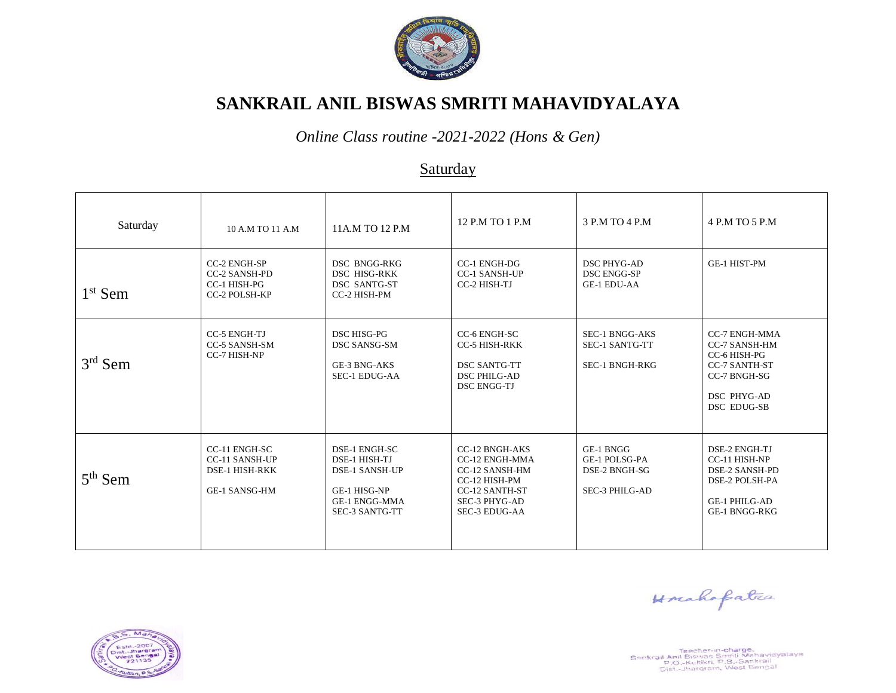# SANKRAIL ANIL BISWAS SMRITI MAHAVIDYALAYA

*Online Class routine -2021-2022 (Hons & Gen)*

## Saturday

| Saturday | 10 A.M TO 11 A.M | 11A.M TO 12 P.M | 12 P.M TO 1 P.M | 3 P.M TO 4 P.M | 4 P.M TO 5 P.M |
|---|---|---|---|---|---|
| 1st Sem | CC-2 ENGH-SP<br>CC-2 SANSH-PD<br>CC-1 HISH-PG<br>CC-2 POLSH-KP | DSC BNGG-RKG<br>DSC HISG-RKK<br>DSC SANTG-ST<br>CC-2 HISH-PM | CC-1 ENGH-DG<br>CC-1 SANSH-UP<br>CC-2 HISH-TJ | DSC PHYG-AD<br>DSC ENGG-SP<br>GE-1 EDU-AA | GE-1 HIST-PM |
| 3rd Sem | CC-5 ENGH-TJ<br>CC-5 SANSH-SM<br>CC-7 HISH-NP | DSC HISG-PG<br>DSC SANSG-SM<br>GE-3 BNG-AKS<br>SEC-1 EDUG-AA | CC-6 ENGH-SC<br>CC-5 HISH-RKK<br>DSC SANTG-TT<br>DSC PHILG-AD<br>DSC ENGG-TJ | SEC-1 BNGG-AKS<br>SEC-1 SANTG-TT<br>SEC-1 BNGH-RKG | CC-7 ENGH-MMA<br>CC-7 SANSH-HM<br>CC-6 HISH-PG<br>CC-7 SANTH-ST<br>CC-7 BNGH-SG<br>DSC PHYG-AD<br>DSC EDUG-SB |
| 5th Sem | CC-11 ENGH-SC<br>CC-11 SANSH-UP<br>DSE-1 HISH-RKK<br>GE-1 SANSG-HM | DSE-1 ENGH-SC<br>DSE-1 HISH-TJ<br>DSE-1 SANSH-UP<br>GE-1 HISG-NP<br>GE-1 ENGG-MMA<br>SEC-3 SANTG-TT | CC-12 BNGH-AKS<br>CC-12 ENGH-MMA<br>CC-12 SANSH-HM<br>CC-12 HISH-PM<br>CC-12 SANTH-ST<br>SEC-3 PHYG-AD<br>SEC-3 EDUG-AA | GE-1 BNGG<br>GE-1 POLSG-PA<br>DSE-2 BNGH-SG<br>SEC-3 PHILG-AD | DSE-2 ENGH-TJ<br>CC-11 HISH-NP<br>DSE-2 SANSH-PD<br>DSE-2 POLSH-PA<br>GE-1 PHILG-AD<br>GE-1 BNGG-RKG |

H mahapatra

Teacher-in-charge,
Sankrail Anil Biswas Smriti Mahavidyalaya
P.O.-Kultikri, P.S.-Sankrail
Dist.-Jhargram, West Bengal